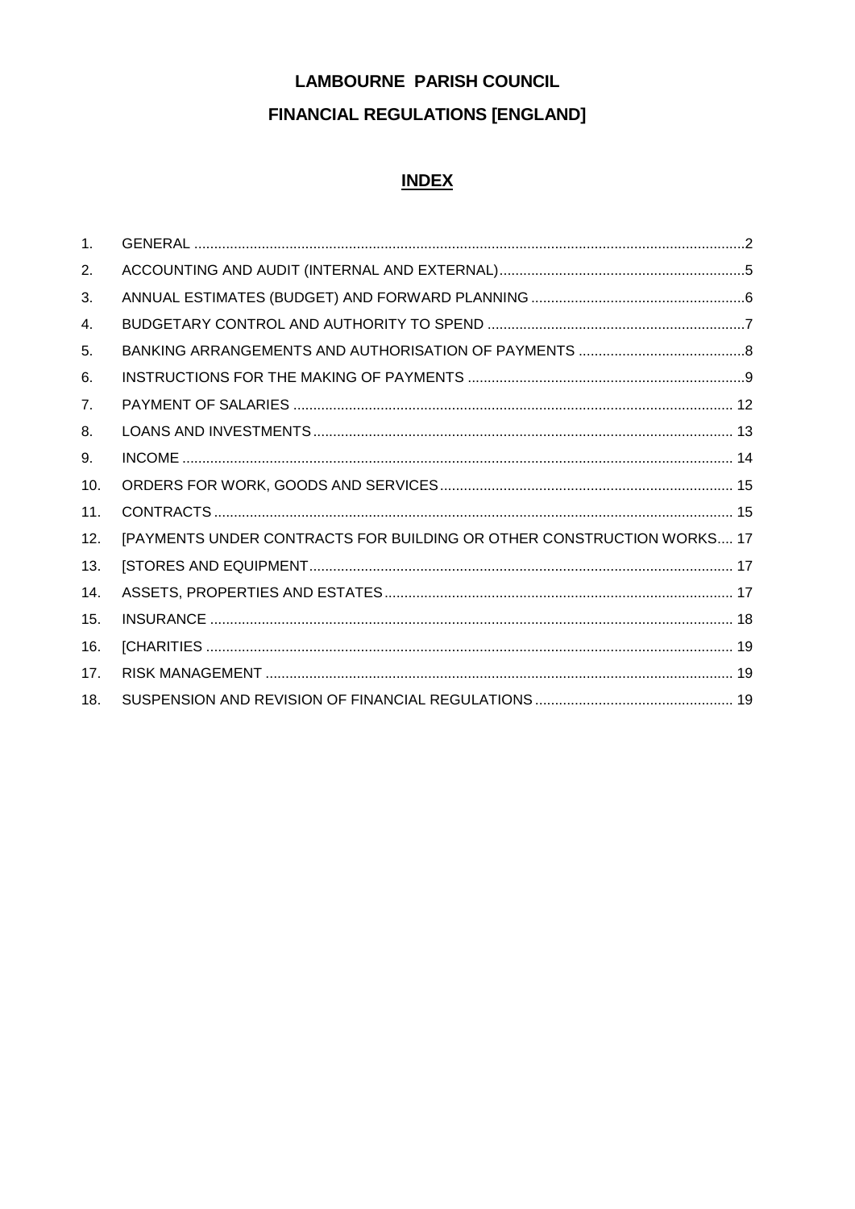# LAMBOURNE PARISH COUNCIL

# FINANCIAL REGULATIONS [ENGLAND]

## INDEX

| | | |
|---|---|---|
| 1. | GENERAL | 2 |
| 2. | ACCOUNTING AND AUDIT (INTERNAL AND EXTERNAL) | 5 |
| 3. | ANNUAL ESTIMATES (BUDGET) AND FORWARD PLANNING | 6 |
| 4. | BUDGETARY CONTROL AND AUTHORITY TO SPEND | 7 |
| 5. | BANKING ARRANGEMENTS AND AUTHORISATION OF PAYMENTS | 8 |
| 6. | INSTRUCTIONS FOR THE MAKING OF PAYMENTS | 9 |
| 7. | PAYMENT OF SALARIES | 12 |
| 8. | LOANS AND INVESTMENTS | 13 |
| 9. | INCOME | 14 |
| 10. | ORDERS FOR WORK, GOODS AND SERVICES | 15 |
| 11. | CONTRACTS | 15 |
| 12. | [PAYMENTS UNDER CONTRACTS FOR BUILDING OR OTHER CONSTRUCTION WORKS | 17 |
| 13. | [STORES AND EQUIPMENT | 17 |
| 14. | ASSETS, PROPERTIES AND ESTATES | 17 |
| 15. | INSURANCE | 18 |
| 16. | [CHARITIES | 19 |
| 17. | RISK MANAGEMENT | 19 |
| 18. | SUSPENSION AND REVISION OF FINANCIAL REGULATIONS | 19 |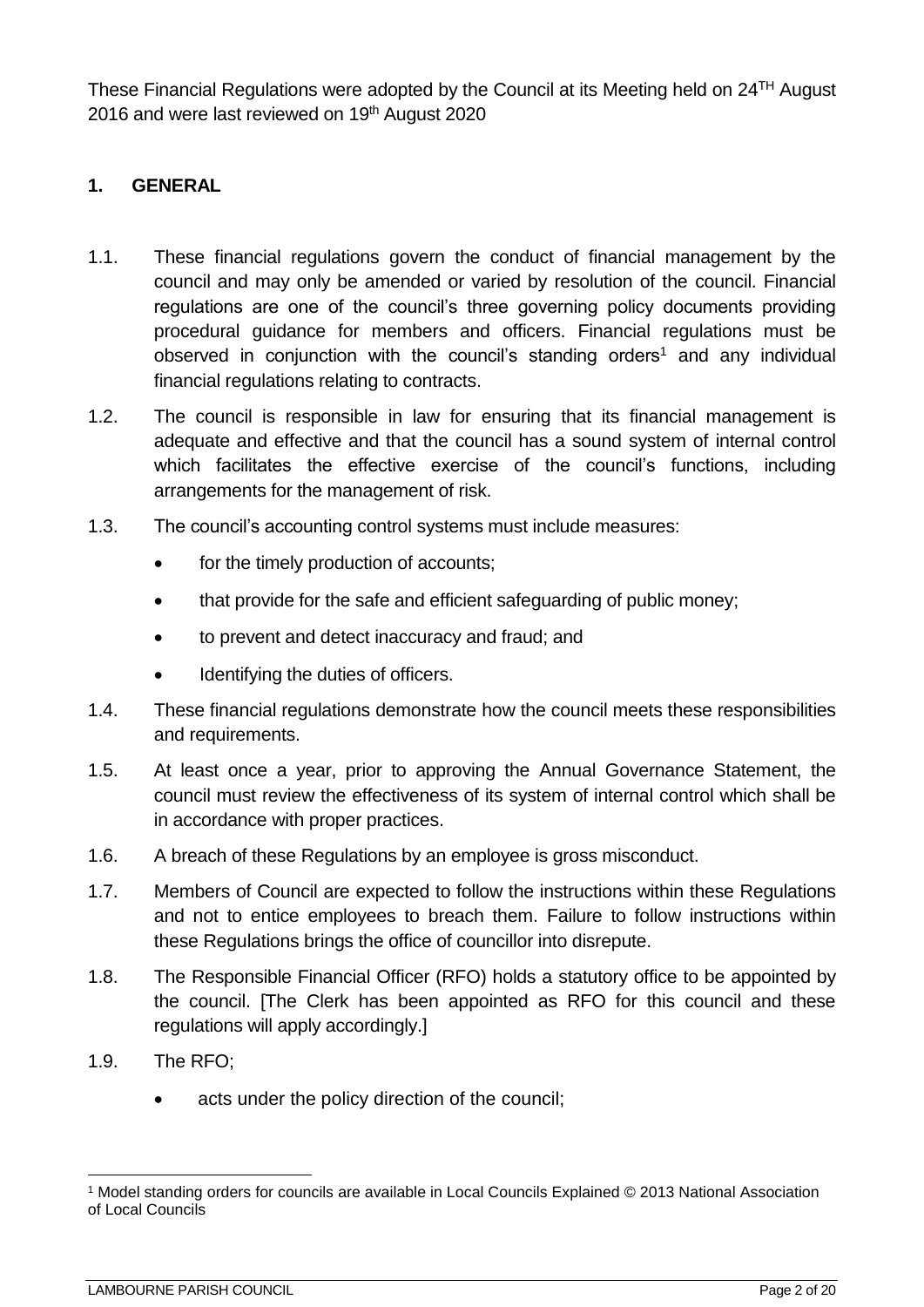These Financial Regulations were adopted by the Council at its Meeting held on 24TH August 2016 and were last reviewed on 19th August 2020

## 1. GENERAL

1.1. These financial regulations govern the conduct of financial management by the council and may only be amended or varied by resolution of the council. Financial regulations are one of the council's three governing policy documents providing procedural guidance for members and officers. Financial regulations must be observed in conjunction with the council's standing orders[1] and any individual financial regulations relating to contracts.

1.2. The council is responsible in law for ensuring that its financial management is adequate and effective and that the council has a sound system of internal control which facilitates the effective exercise of the council's functions, including arrangements for the management of risk.

1.3. The council's accounting control systems must include measures:

- for the timely production of accounts;
- that provide for the safe and efficient safeguarding of public money;
- to prevent and detect inaccuracy and fraud; and
- Identifying the duties of officers.

1.4. These financial regulations demonstrate how the council meets these responsibilities and requirements.

1.5. At least once a year, prior to approving the Annual Governance Statement, the council must review the effectiveness of its system of internal control which shall be in accordance with proper practices.

1.6. A breach of these Regulations by an employee is gross misconduct.

1.7. Members of Council are expected to follow the instructions within these Regulations and not to entice employees to breach them. Failure to follow instructions within these Regulations brings the office of councillor into disrepute.

1.8. The Responsible Financial Officer (RFO) holds a statutory office to be appointed by the council. [The Clerk has been appointed as RFO for this council and these regulations will apply accordingly.]

1.9. The RFO;

- acts under the policy direction of the council;

[1] Model standing orders for councils are available in Local Councils Explained © 2013 National Association of Local Councils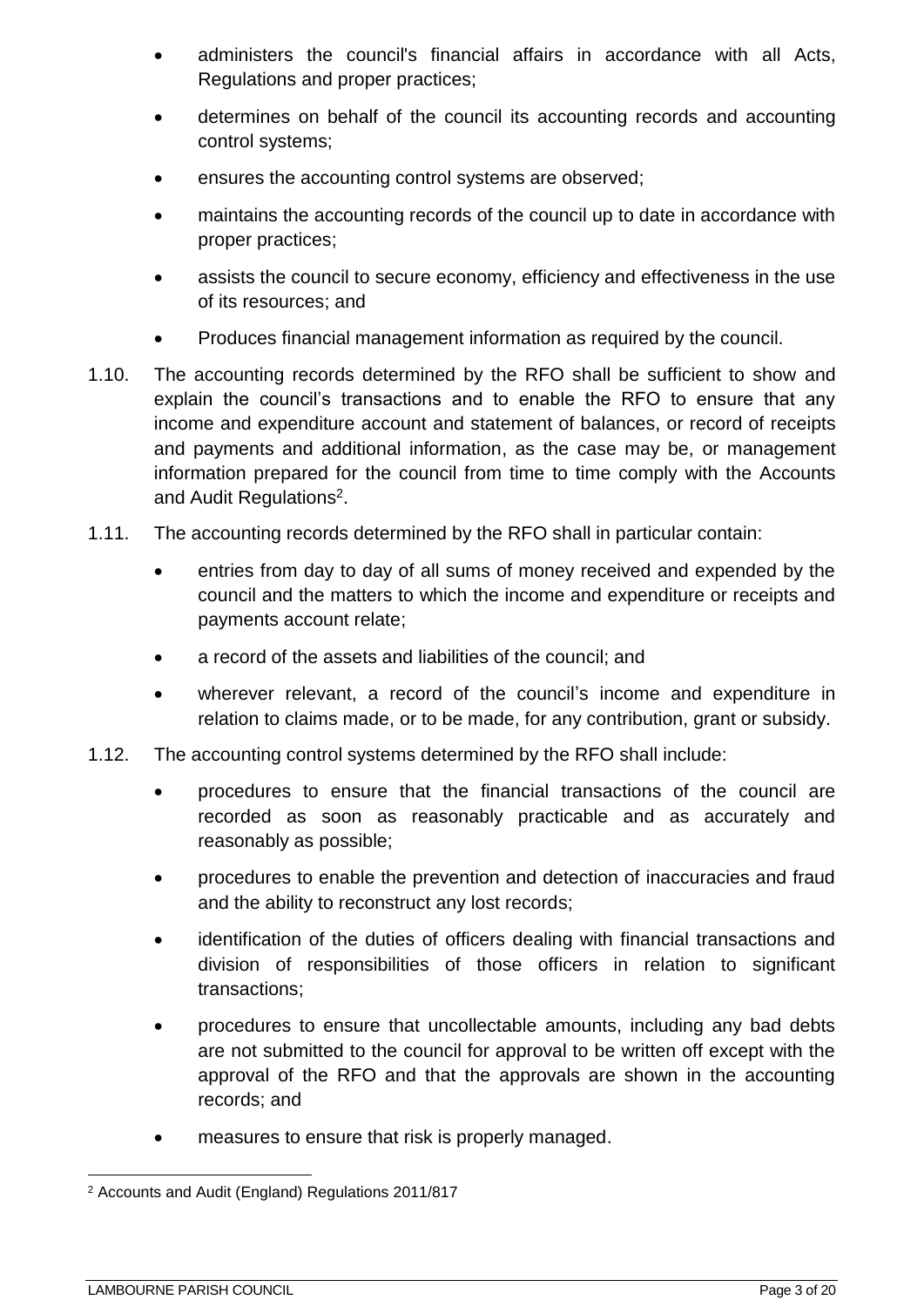- administers the council's financial affairs in accordance with all Acts, Regulations and proper practices;
- determines on behalf of the council its accounting records and accounting control systems;
- ensures the accounting control systems are observed;
- maintains the accounting records of the council up to date in accordance with proper practices;
- assists the council to secure economy, efficiency and effectiveness in the use of its resources; and
- Produces financial management information as required by the council.

1.10. The accounting records determined by the RFO shall be sufficient to show and explain the council's transactions and to enable the RFO to ensure that any income and expenditure account and statement of balances, or record of receipts and payments and additional information, as the case may be, or management information prepared for the council from time to time comply with the Accounts and Audit Regulations[2].

1.11. The accounting records determined by the RFO shall in particular contain:

- entries from day to day of all sums of money received and expended by the council and the matters to which the income and expenditure or receipts and payments account relate;
- a record of the assets and liabilities of the council; and
- wherever relevant, a record of the council's income and expenditure in relation to claims made, or to be made, for any contribution, grant or subsidy.

1.12. The accounting control systems determined by the RFO shall include:

- procedures to ensure that the financial transactions of the council are recorded as soon as reasonably practicable and as accurately and reasonably as possible;
- procedures to enable the prevention and detection of inaccuracies and fraud and the ability to reconstruct any lost records;
- identification of the duties of officers dealing with financial transactions and division of responsibilities of those officers in relation to significant transactions;
- procedures to ensure that uncollectable amounts, including any bad debts are not submitted to the council for approval to be written off except with the approval of the RFO and that the approvals are shown in the accounting records; and
- measures to ensure that risk is properly managed.

[2] Accounts and Audit (England) Regulations 2011/817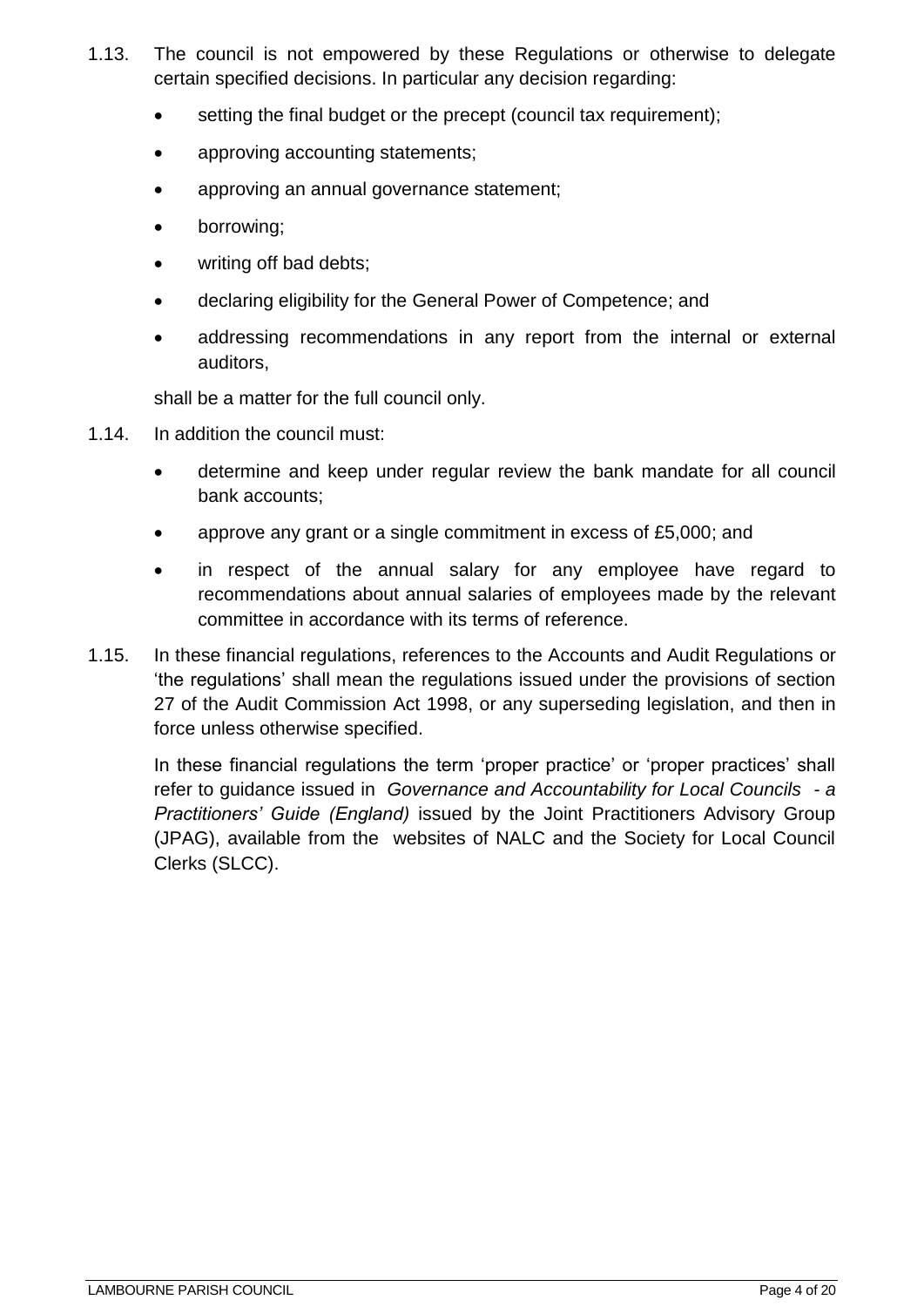1.13. The council is not empowered by these Regulations or otherwise to delegate certain specified decisions. In particular any decision regarding:

- setting the final budget or the precept (council tax requirement);
- approving accounting statements;
- approving an annual governance statement;
- borrowing;
- writing off bad debts;
- declaring eligibility for the General Power of Competence; and
- addressing recommendations in any report from the internal or external auditors,

shall be a matter for the full council only.

1.14. In addition the council must:

- determine and keep under regular review the bank mandate for all council bank accounts;
- approve any grant or a single commitment in excess of £5,000; and
- in respect of the annual salary for any employee have regard to recommendations about annual salaries of employees made by the relevant committee in accordance with its terms of reference.

1.15. In these financial regulations, references to the Accounts and Audit Regulations or 'the regulations' shall mean the regulations issued under the provisions of section 27 of the Audit Commission Act 1998, or any superseding legislation, and then in force unless otherwise specified.

In these financial regulations the term 'proper practice' or 'proper practices' shall refer to guidance issued in *Governance and Accountability for Local Councils - a Practitioners' Guide (England)* issued by the Joint Practitioners Advisory Group (JPAG), available from the websites of NALC and the Society for Local Council Clerks (SLCC).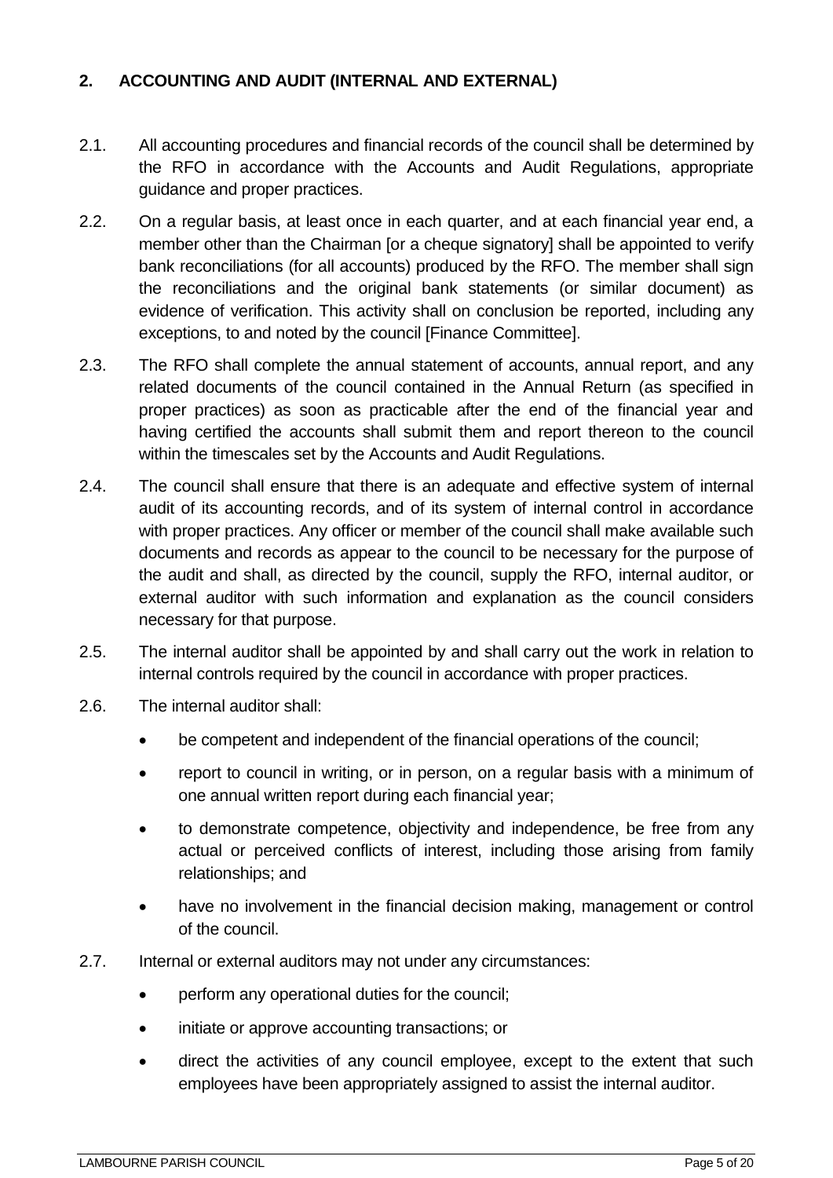## 2. ACCOUNTING AND AUDIT (INTERNAL AND EXTERNAL)

2.1. All accounting procedures and financial records of the council shall be determined by the RFO in accordance with the Accounts and Audit Regulations, appropriate guidance and proper practices.

2.2. On a regular basis, at least once in each quarter, and at each financial year end, a member other than the Chairman [or a cheque signatory] shall be appointed to verify bank reconciliations (for all accounts) produced by the RFO. The member shall sign the reconciliations and the original bank statements (or similar document) as evidence of verification. This activity shall on conclusion be reported, including any exceptions, to and noted by the council [Finance Committee].

2.3. The RFO shall complete the annual statement of accounts, annual report, and any related documents of the council contained in the Annual Return (as specified in proper practices) as soon as practicable after the end of the financial year and having certified the accounts shall submit them and report thereon to the council within the timescales set by the Accounts and Audit Regulations.

2.4. The council shall ensure that there is an adequate and effective system of internal audit of its accounting records, and of its system of internal control in accordance with proper practices. Any officer or member of the council shall make available such documents and records as appear to the council to be necessary for the purpose of the audit and shall, as directed by the council, supply the RFO, internal auditor, or external auditor with such information and explanation as the council considers necessary for that purpose.

2.5. The internal auditor shall be appointed by and shall carry out the work in relation to internal controls required by the council in accordance with proper practices.

2.6. The internal auditor shall:

- be competent and independent of the financial operations of the council;
- report to council in writing, or in person, on a regular basis with a minimum of one annual written report during each financial year;
- to demonstrate competence, objectivity and independence, be free from any actual or perceived conflicts of interest, including those arising from family relationships; and
- have no involvement in the financial decision making, management or control of the council.

2.7. Internal or external auditors may not under any circumstances:

- perform any operational duties for the council;
- initiate or approve accounting transactions; or
- direct the activities of any council employee, except to the extent that such employees have been appropriately assigned to assist the internal auditor.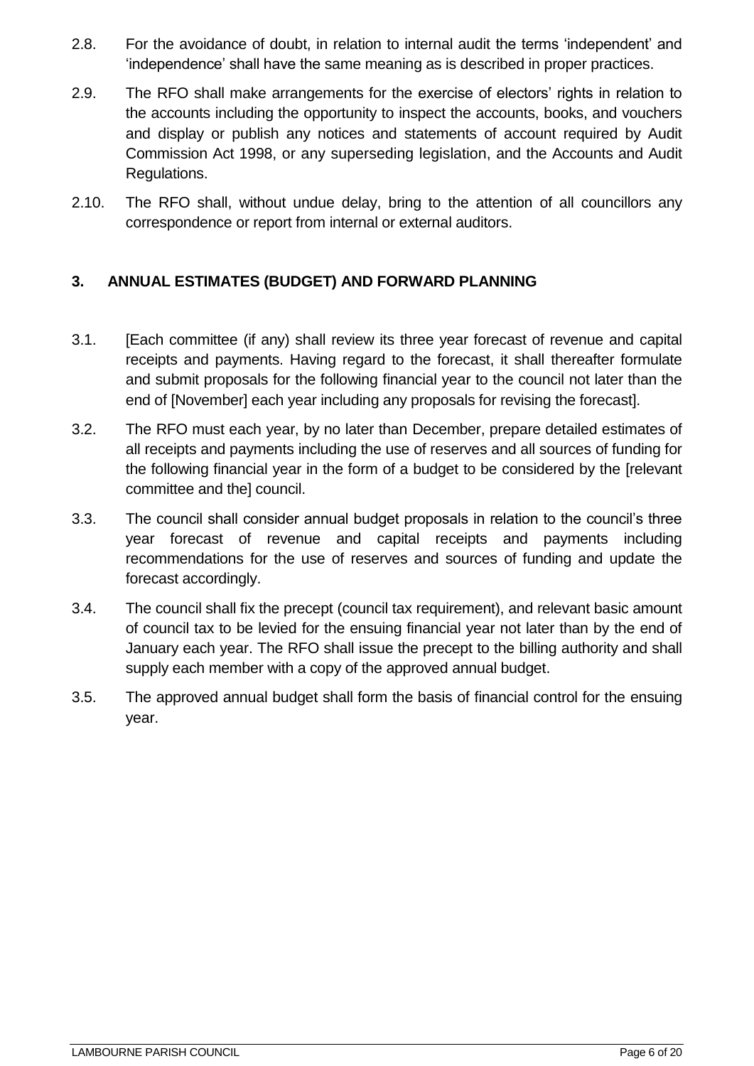2.8. For the avoidance of doubt, in relation to internal audit the terms 'independent' and 'independence' shall have the same meaning as is described in proper practices.

2.9. The RFO shall make arrangements for the exercise of electors' rights in relation to the accounts including the opportunity to inspect the accounts, books, and vouchers and display or publish any notices and statements of account required by Audit Commission Act 1998, or any superseding legislation, and the Accounts and Audit Regulations.

2.10. The RFO shall, without undue delay, bring to the attention of all councillors any correspondence or report from internal or external auditors.

## 3. ANNUAL ESTIMATES (BUDGET) AND FORWARD PLANNING

3.1. [Each committee (if any) shall review its three year forecast of revenue and capital receipts and payments. Having regard to the forecast, it shall thereafter formulate and submit proposals for the following financial year to the council not later than the end of [November] each year including any proposals for revising the forecast].

3.2. The RFO must each year, by no later than December, prepare detailed estimates of all receipts and payments including the use of reserves and all sources of funding for the following financial year in the form of a budget to be considered by the [relevant committee and the] council.

3.3. The council shall consider annual budget proposals in relation to the council's three year forecast of revenue and capital receipts and payments including recommendations for the use of reserves and sources of funding and update the forecast accordingly.

3.4. The council shall fix the precept (council tax requirement), and relevant basic amount of council tax to be levied for the ensuing financial year not later than by the end of January each year. The RFO shall issue the precept to the billing authority and shall supply each member with a copy of the approved annual budget.

3.5. The approved annual budget shall form the basis of financial control for the ensuing year.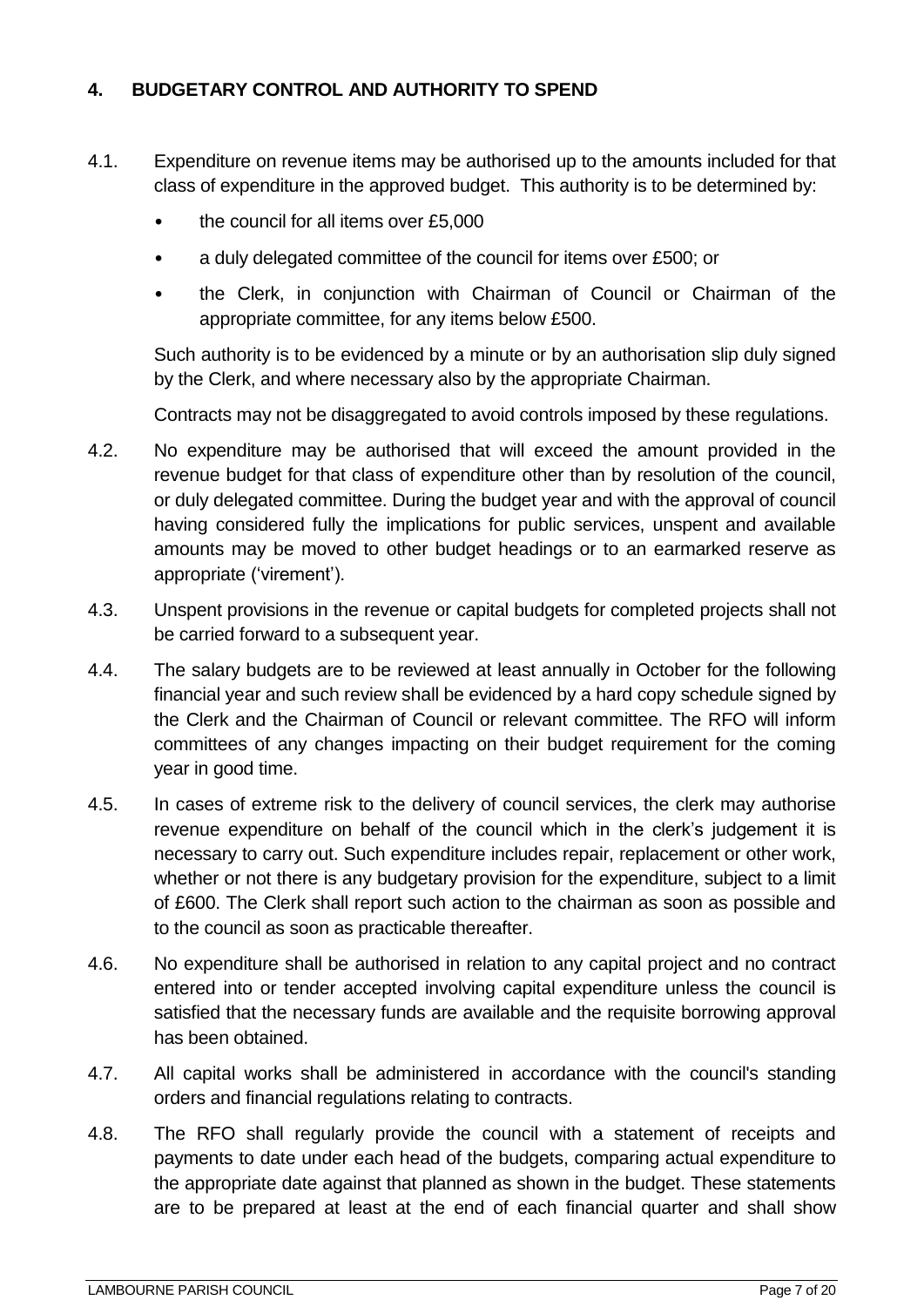## 4. BUDGETARY CONTROL AND AUTHORITY TO SPEND

4.1. Expenditure on revenue items may be authorised up to the amounts included for that class of expenditure in the approved budget. This authority is to be determined by:

- the council for all items over £5,000
- a duly delegated committee of the council for items over £500; or
- the Clerk, in conjunction with Chairman of Council or Chairman of the appropriate committee, for any items below £500.

Such authority is to be evidenced by a minute or by an authorisation slip duly signed by the Clerk, and where necessary also by the appropriate Chairman.

Contracts may not be disaggregated to avoid controls imposed by these regulations.

4.2. No expenditure may be authorised that will exceed the amount provided in the revenue budget for that class of expenditure other than by resolution of the council, or duly delegated committee. During the budget year and with the approval of council having considered fully the implications for public services, unspent and available amounts may be moved to other budget headings or to an earmarked reserve as appropriate ('virement').

4.3. Unspent provisions in the revenue or capital budgets for completed projects shall not be carried forward to a subsequent year.

4.4. The salary budgets are to be reviewed at least annually in October for the following financial year and such review shall be evidenced by a hard copy schedule signed by the Clerk and the Chairman of Council or relevant committee. The RFO will inform committees of any changes impacting on their budget requirement for the coming year in good time.

4.5. In cases of extreme risk to the delivery of council services, the clerk may authorise revenue expenditure on behalf of the council which in the clerk's judgement it is necessary to carry out. Such expenditure includes repair, replacement or other work, whether or not there is any budgetary provision for the expenditure, subject to a limit of £600. The Clerk shall report such action to the chairman as soon as possible and to the council as soon as practicable thereafter.

4.6. No expenditure shall be authorised in relation to any capital project and no contract entered into or tender accepted involving capital expenditure unless the council is satisfied that the necessary funds are available and the requisite borrowing approval has been obtained.

4.7. All capital works shall be administered in accordance with the council's standing orders and financial regulations relating to contracts.

4.8. The RFO shall regularly provide the council with a statement of receipts and payments to date under each head of the budgets, comparing actual expenditure to the appropriate date against that planned as shown in the budget. These statements are to be prepared at least at the end of each financial quarter and shall show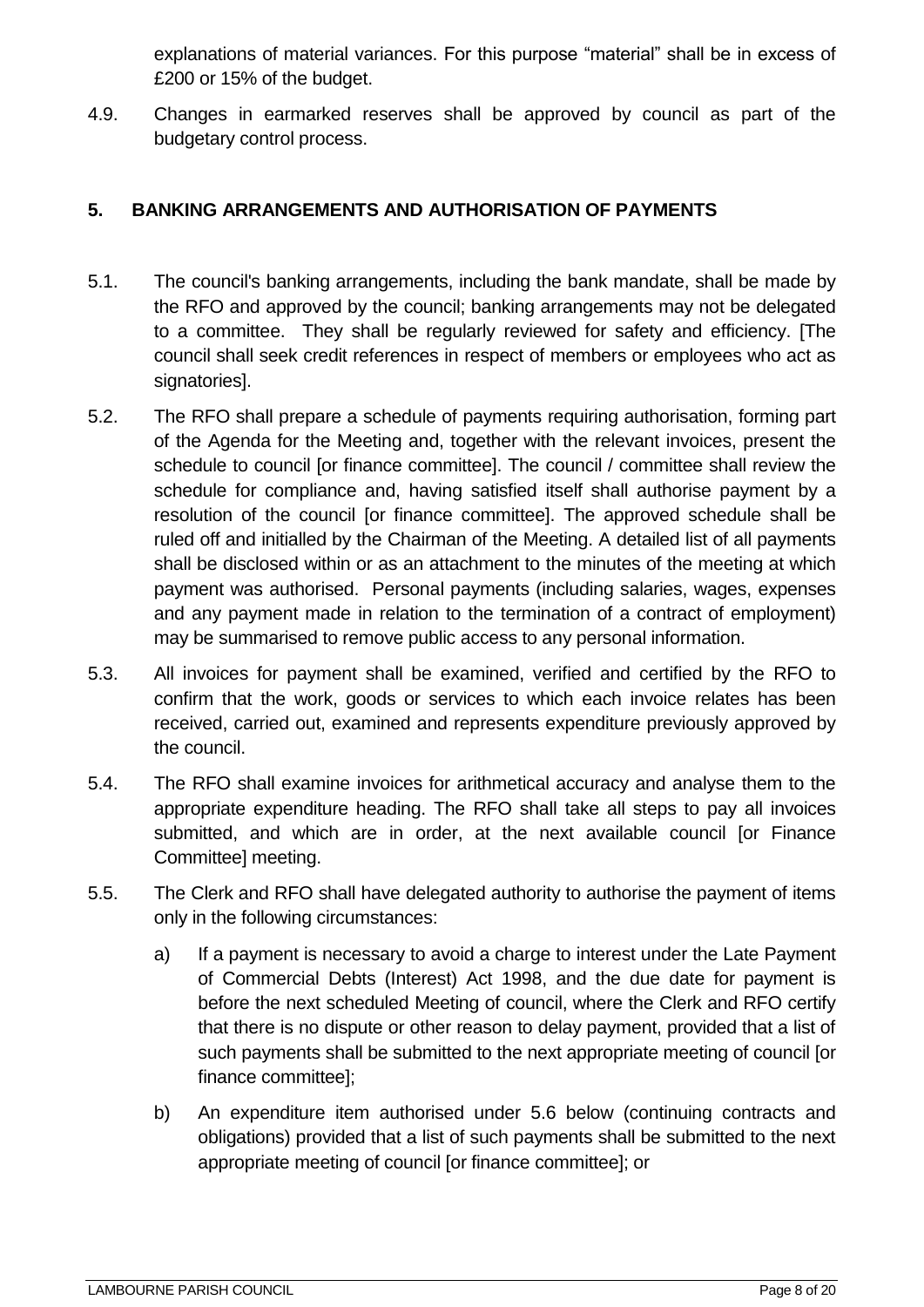explanations of material variances. For this purpose “material” shall be in excess of £200 or 15% of the budget.

4.9. Changes in earmarked reserves shall be approved by council as part of the budgetary control process.

## 5. BANKING ARRANGEMENTS AND AUTHORISATION OF PAYMENTS

5.1. The council's banking arrangements, including the bank mandate, shall be made by the RFO and approved by the council; banking arrangements may not be delegated to a committee. They shall be regularly reviewed for safety and efficiency. [The council shall seek credit references in respect of members or employees who act as signatories].

5.2. The RFO shall prepare a schedule of payments requiring authorisation, forming part of the Agenda for the Meeting and, together with the relevant invoices, present the schedule to council [or finance committee]. The council / committee shall review the schedule for compliance and, having satisfied itself shall authorise payment by a resolution of the council [or finance committee]. The approved schedule shall be ruled off and initialled by the Chairman of the Meeting. A detailed list of all payments shall be disclosed within or as an attachment to the minutes of the meeting at which payment was authorised. Personal payments (including salaries, wages, expenses and any payment made in relation to the termination of a contract of employment) may be summarised to remove public access to any personal information.

5.3. All invoices for payment shall be examined, verified and certified by the RFO to confirm that the work, goods or services to which each invoice relates has been received, carried out, examined and represents expenditure previously approved by the council.

5.4. The RFO shall examine invoices for arithmetical accuracy and analyse them to the appropriate expenditure heading. The RFO shall take all steps to pay all invoices submitted, and which are in order, at the next available council [or Finance Committee] meeting.

5.5. The Clerk and RFO shall have delegated authority to authorise the payment of items only in the following circumstances:

a) If a payment is necessary to avoid a charge to interest under the Late Payment of Commercial Debts (Interest) Act 1998, and the due date for payment is before the next scheduled Meeting of council, where the Clerk and RFO certify that there is no dispute or other reason to delay payment, provided that a list of such payments shall be submitted to the next appropriate meeting of council [or finance committee];

b) An expenditure item authorised under 5.6 below (continuing contracts and obligations) provided that a list of such payments shall be submitted to the next appropriate meeting of council [or finance committee]; or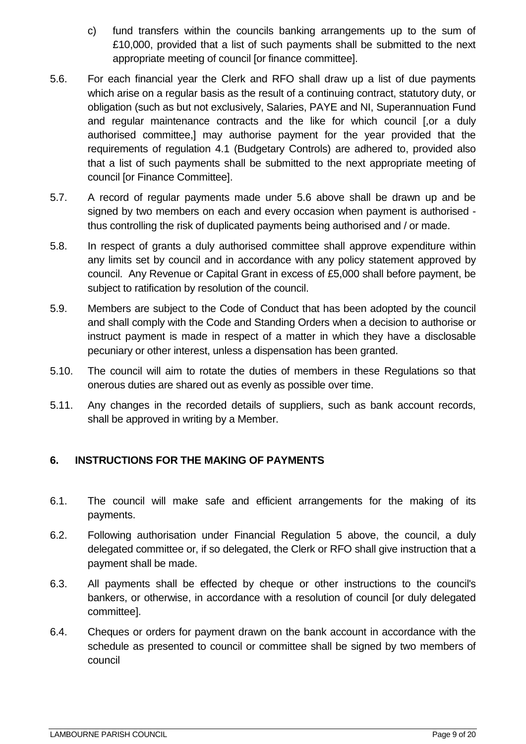c) fund transfers within the councils banking arrangements up to the sum of £10,000, provided that a list of such payments shall be submitted to the next appropriate meeting of council [or finance committee].

5.6. For each financial year the Clerk and RFO shall draw up a list of due payments which arise on a regular basis as the result of a continuing contract, statutory duty, or obligation (such as but not exclusively, Salaries, PAYE and NI, Superannuation Fund and regular maintenance contracts and the like for which council [,or a duly authorised committee,] may authorise payment for the year provided that the requirements of regulation 4.1 (Budgetary Controls) are adhered to, provided also that a list of such payments shall be submitted to the next appropriate meeting of council [or Finance Committee].

5.7. A record of regular payments made under 5.6 above shall be drawn up and be signed by two members on each and every occasion when payment is authorised - thus controlling the risk of duplicated payments being authorised and / or made.

5.8. In respect of grants a duly authorised committee shall approve expenditure within any limits set by council and in accordance with any policy statement approved by council. Any Revenue or Capital Grant in excess of £5,000 shall before payment, be subject to ratification by resolution of the council.

5.9. Members are subject to the Code of Conduct that has been adopted by the council and shall comply with the Code and Standing Orders when a decision to authorise or instruct payment is made in respect of a matter in which they have a disclosable pecuniary or other interest, unless a dispensation has been granted.

5.10. The council will aim to rotate the duties of members in these Regulations so that onerous duties are shared out as evenly as possible over time.

5.11. Any changes in the recorded details of suppliers, such as bank account records, shall be approved in writing by a Member.

## 6. INSTRUCTIONS FOR THE MAKING OF PAYMENTS

6.1. The council will make safe and efficient arrangements for the making of its payments.

6.2. Following authorisation under Financial Regulation 5 above, the council, a duly delegated committee or, if so delegated, the Clerk or RFO shall give instruction that a payment shall be made.

6.3. All payments shall be effected by cheque or other instructions to the council's bankers, or otherwise, in accordance with a resolution of council [or duly delegated committee].

6.4. Cheques or orders for payment drawn on the bank account in accordance with the schedule as presented to council or committee shall be signed by two members of council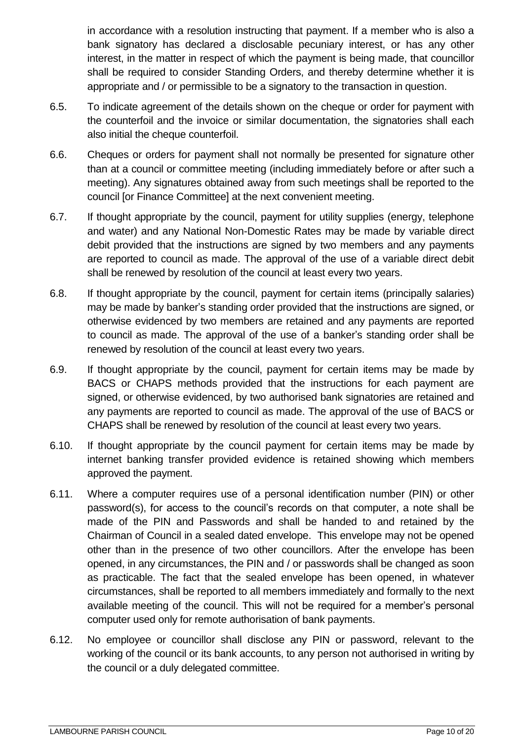in accordance with a resolution instructing that payment. If a member who is also a bank signatory has declared a disclosable pecuniary interest, or has any other interest, in the matter in respect of which the payment is being made, that councillor shall be required to consider Standing Orders, and thereby determine whether it is appropriate and / or permissible to be a signatory to the transaction in question.

6.5. To indicate agreement of the details shown on the cheque or order for payment with the counterfoil and the invoice or similar documentation, the signatories shall each also initial the cheque counterfoil.

6.6. Cheques or orders for payment shall not normally be presented for signature other than at a council or committee meeting (including immediately before or after such a meeting). Any signatures obtained away from such meetings shall be reported to the council [or Finance Committee] at the next convenient meeting.

6.7. If thought appropriate by the council, payment for utility supplies (energy, telephone and water) and any National Non-Domestic Rates may be made by variable direct debit provided that the instructions are signed by two members and any payments are reported to council as made. The approval of the use of a variable direct debit shall be renewed by resolution of the council at least every two years.

6.8. If thought appropriate by the council, payment for certain items (principally salaries) may be made by banker's standing order provided that the instructions are signed, or otherwise evidenced by two members are retained and any payments are reported to council as made. The approval of the use of a banker's standing order shall be renewed by resolution of the council at least every two years.

6.9. If thought appropriate by the council, payment for certain items may be made by BACS or CHAPS methods provided that the instructions for each payment are signed, or otherwise evidenced, by two authorised bank signatories are retained and any payments are reported to council as made. The approval of the use of BACS or CHAPS shall be renewed by resolution of the council at least every two years.

6.10. If thought appropriate by the council payment for certain items may be made by internet banking transfer provided evidence is retained showing which members approved the payment.

6.11. Where a computer requires use of a personal identification number (PIN) or other password(s), for access to the council's records on that computer, a note shall be made of the PIN and Passwords and shall be handed to and retained by the Chairman of Council in a sealed dated envelope. This envelope may not be opened other than in the presence of two other councillors. After the envelope has been opened, in any circumstances, the PIN and / or passwords shall be changed as soon as practicable. The fact that the sealed envelope has been opened, in whatever circumstances, shall be reported to all members immediately and formally to the next available meeting of the council. This will not be required for a member's personal computer used only for remote authorisation of bank payments.

6.12. No employee or councillor shall disclose any PIN or password, relevant to the working of the council or its bank accounts, to any person not authorised in writing by the council or a duly delegated committee.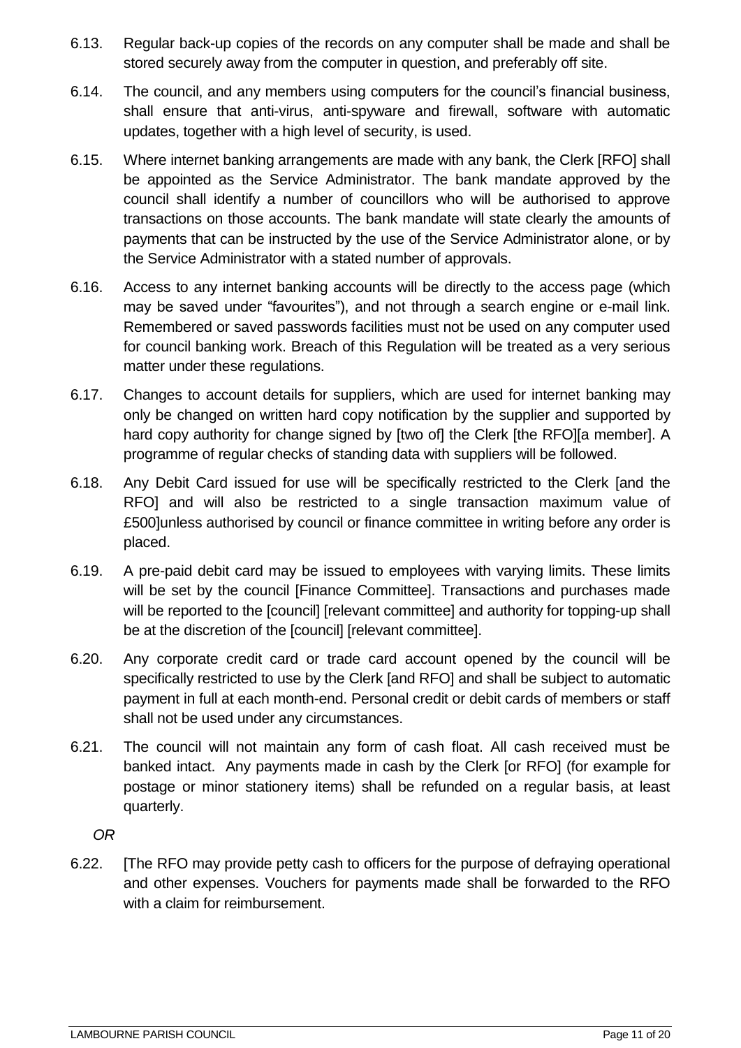6.13. Regular back-up copies of the records on any computer shall be made and shall be stored securely away from the computer in question, and preferably off site.

6.14. The council, and any members using computers for the council's financial business, shall ensure that anti-virus, anti-spyware and firewall, software with automatic updates, together with a high level of security, is used.

6.15. Where internet banking arrangements are made with any bank, the Clerk [RFO] shall be appointed as the Service Administrator. The bank mandate approved by the council shall identify a number of councillors who will be authorised to approve transactions on those accounts. The bank mandate will state clearly the amounts of payments that can be instructed by the use of the Service Administrator alone, or by the Service Administrator with a stated number of approvals.

6.16. Access to any internet banking accounts will be directly to the access page (which may be saved under "favourites"), and not through a search engine or e-mail link. Remembered or saved passwords facilities must not be used on any computer used for council banking work. Breach of this Regulation will be treated as a very serious matter under these regulations.

6.17. Changes to account details for suppliers, which are used for internet banking may only be changed on written hard copy notification by the supplier and supported by hard copy authority for change signed by [two of] the Clerk [the RFO][a member]. A programme of regular checks of standing data with suppliers will be followed.

6.18. Any Debit Card issued for use will be specifically restricted to the Clerk [and the RFO] and will also be restricted to a single transaction maximum value of £500]unless authorised by council or finance committee in writing before any order is placed.

6.19. A pre-paid debit card may be issued to employees with varying limits. These limits will be set by the council [Finance Committee]. Transactions and purchases made will be reported to the [council] [relevant committee] and authority for topping-up shall be at the discretion of the [council] [relevant committee].

6.20. Any corporate credit card or trade card account opened by the council will be specifically restricted to use by the Clerk [and RFO] and shall be subject to automatic payment in full at each month-end. Personal credit or debit cards of members or staff shall not be used under any circumstances.

6.21. The council will not maintain any form of cash float. All cash received must be banked intact. Any payments made in cash by the Clerk [or RFO] (for example for postage or minor stationery items) shall be refunded on a regular basis, at least quarterly.

*OR*

6.22. [The RFO may provide petty cash to officers for the purpose of defraying operational and other expenses. Vouchers for payments made shall be forwarded to the RFO with a claim for reimbursement.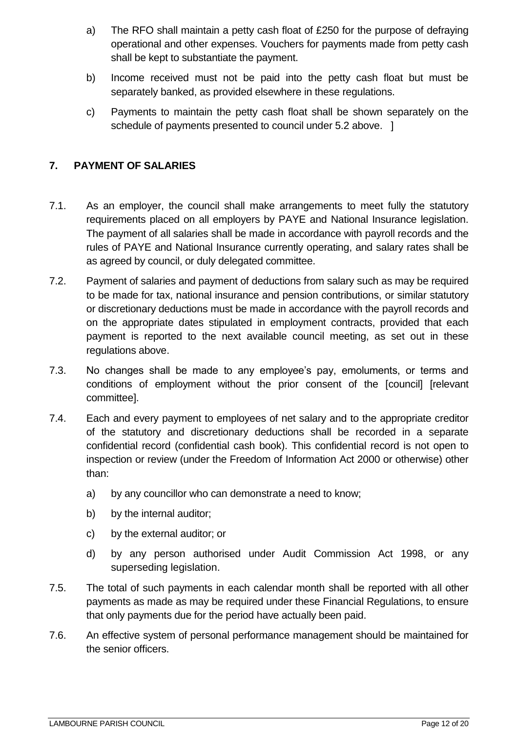a) The RFO shall maintain a petty cash float of £250 for the purpose of defraying operational and other expenses. Vouchers for payments made from petty cash shall be kept to substantiate the payment.

b) Income received must not be paid into the petty cash float but must be separately banked, as provided elsewhere in these regulations.

c) Payments to maintain the petty cash float shall be shown separately on the schedule of payments presented to council under 5.2 above. ]

## 7. PAYMENT OF SALARIES

7.1. As an employer, the council shall make arrangements to meet fully the statutory requirements placed on all employers by PAYE and National Insurance legislation. The payment of all salaries shall be made in accordance with payroll records and the rules of PAYE and National Insurance currently operating, and salary rates shall be as agreed by council, or duly delegated committee.

7.2. Payment of salaries and payment of deductions from salary such as may be required to be made for tax, national insurance and pension contributions, or similar statutory or discretionary deductions must be made in accordance with the payroll records and on the appropriate dates stipulated in employment contracts, provided that each payment is reported to the next available council meeting, as set out in these regulations above.

7.3. No changes shall be made to any employee's pay, emoluments, or terms and conditions of employment without the prior consent of the [council] [relevant committee].

7.4. Each and every payment to employees of net salary and to the appropriate creditor of the statutory and discretionary deductions shall be recorded in a separate confidential record (confidential cash book). This confidential record is not open to inspection or review (under the Freedom of Information Act 2000 or otherwise) other than:

a) by any councillor who can demonstrate a need to know;

b) by the internal auditor;

c) by the external auditor; or

d) by any person authorised under Audit Commission Act 1998, or any superseding legislation.

7.5. The total of such payments in each calendar month shall be reported with all other payments as made as may be required under these Financial Regulations, to ensure that only payments due for the period have actually been paid.

7.6. An effective system of personal performance management should be maintained for the senior officers.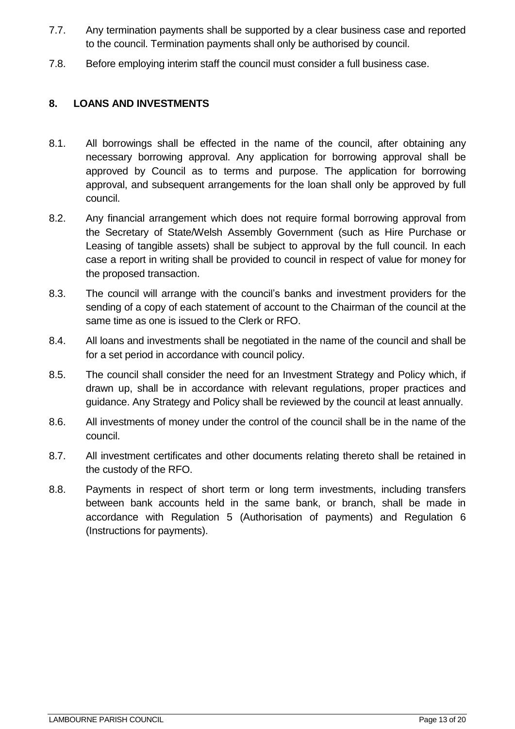7.7. Any termination payments shall be supported by a clear business case and reported to the council. Termination payments shall only be authorised by council.

7.8. Before employing interim staff the council must consider a full business case.

## 8. LOANS AND INVESTMENTS

8.1. All borrowings shall be effected in the name of the council, after obtaining any necessary borrowing approval. Any application for borrowing approval shall be approved by Council as to terms and purpose. The application for borrowing approval, and subsequent arrangements for the loan shall only be approved by full council.

8.2. Any financial arrangement which does not require formal borrowing approval from the Secretary of State/Welsh Assembly Government (such as Hire Purchase or Leasing of tangible assets) shall be subject to approval by the full council. In each case a report in writing shall be provided to council in respect of value for money for the proposed transaction.

8.3. The council will arrange with the council's banks and investment providers for the sending of a copy of each statement of account to the Chairman of the council at the same time as one is issued to the Clerk or RFO.

8.4. All loans and investments shall be negotiated in the name of the council and shall be for a set period in accordance with council policy.

8.5. The council shall consider the need for an Investment Strategy and Policy which, if drawn up, shall be in accordance with relevant regulations, proper practices and guidance. Any Strategy and Policy shall be reviewed by the council at least annually.

8.6. All investments of money under the control of the council shall be in the name of the council.

8.7. All investment certificates and other documents relating thereto shall be retained in the custody of the RFO.

8.8. Payments in respect of short term or long term investments, including transfers between bank accounts held in the same bank, or branch, shall be made in accordance with Regulation 5 (Authorisation of payments) and Regulation 6 (Instructions for payments).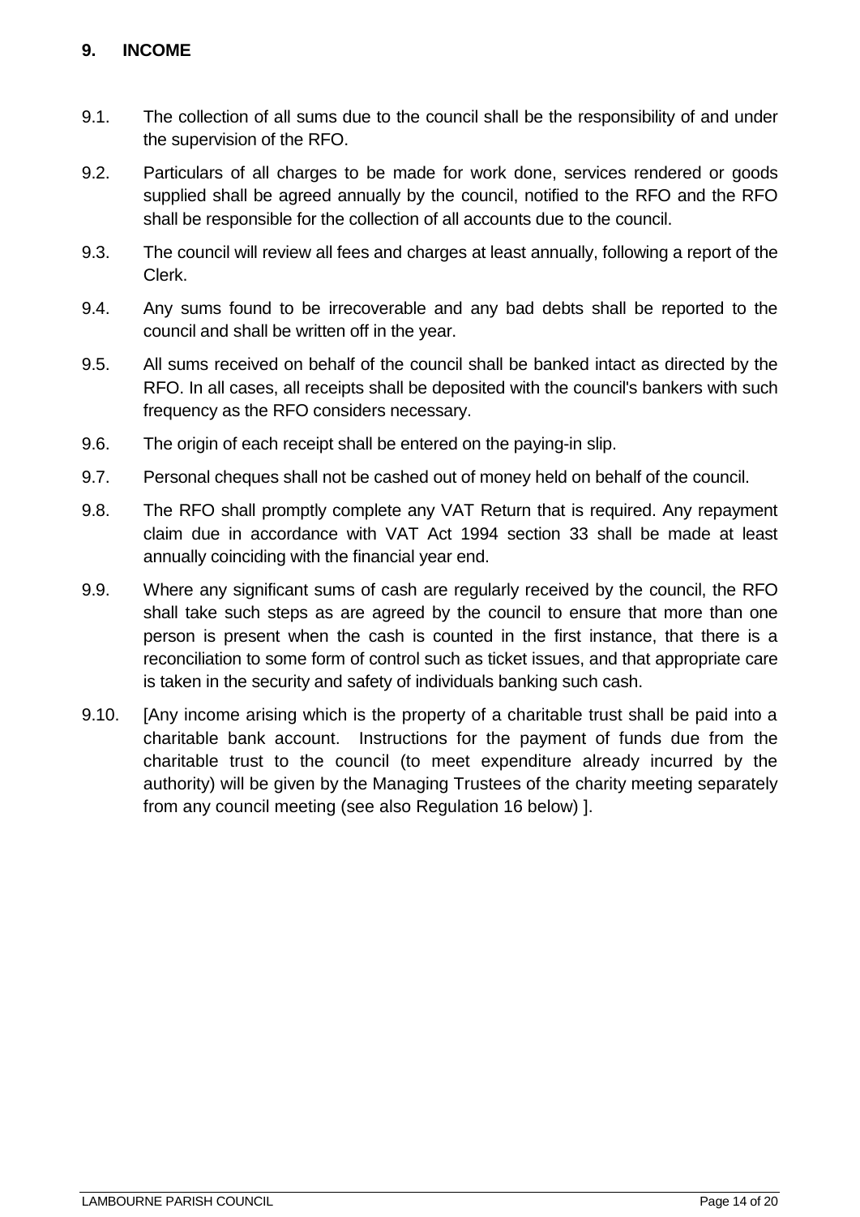## 9. INCOME

9.1. The collection of all sums due to the council shall be the responsibility of and under the supervision of the RFO.

9.2. Particulars of all charges to be made for work done, services rendered or goods supplied shall be agreed annually by the council, notified to the RFO and the RFO shall be responsible for the collection of all accounts due to the council.

9.3. The council will review all fees and charges at least annually, following a report of the Clerk.

9.4. Any sums found to be irrecoverable and any bad debts shall be reported to the council and shall be written off in the year.

9.5. All sums received on behalf of the council shall be banked intact as directed by the RFO. In all cases, all receipts shall be deposited with the council's bankers with such frequency as the RFO considers necessary.

9.6. The origin of each receipt shall be entered on the paying-in slip.

9.7. Personal cheques shall not be cashed out of money held on behalf of the council.

9.8. The RFO shall promptly complete any VAT Return that is required. Any repayment claim due in accordance with VAT Act 1994 section 33 shall be made at least annually coinciding with the financial year end.

9.9. Where any significant sums of cash are regularly received by the council, the RFO shall take such steps as are agreed by the council to ensure that more than one person is present when the cash is counted in the first instance, that there is a reconciliation to some form of control such as ticket issues, and that appropriate care is taken in the security and safety of individuals banking such cash.

9.10. [Any income arising which is the property of a charitable trust shall be paid into a charitable bank account. Instructions for the payment of funds due from the charitable trust to the council (to meet expenditure already incurred by the authority) will be given by the Managing Trustees of the charity meeting separately from any council meeting (see also Regulation 16 below) ].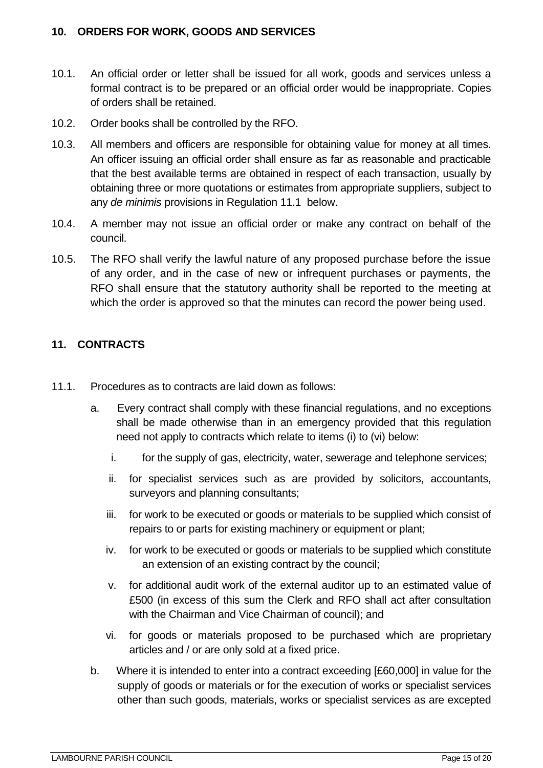## 10. ORDERS FOR WORK, GOODS AND SERVICES

10.1. An official order or letter shall be issued for all work, goods and services unless a formal contract is to be prepared or an official order would be inappropriate. Copies of orders shall be retained.

10.2. Order books shall be controlled by the RFO.

10.3. All members and officers are responsible for obtaining value for money at all times. An officer issuing an official order shall ensure as far as reasonable and practicable that the best available terms are obtained in respect of each transaction, usually by obtaining three or more quotations or estimates from appropriate suppliers, subject to any *de minimis* provisions in Regulation 11.1 below.

10.4. A member may not issue an official order or make any contract on behalf of the council.

10.5. The RFO shall verify the lawful nature of any proposed purchase before the issue of any order, and in the case of new or infrequent purchases or payments, the RFO shall ensure that the statutory authority shall be reported to the meeting at which the order is approved so that the minutes can record the power being used.

## 11. CONTRACTS

11.1. Procedures as to contracts are laid down as follows:

a. Every contract shall comply with these financial regulations, and no exceptions shall be made otherwise than in an emergency provided that this regulation need not apply to contracts which relate to items (i) to (vi) below:

   i. for the supply of gas, electricity, water, sewerage and telephone services;

   ii. for specialist services such as are provided by solicitors, accountants, surveyors and planning consultants;

   iii. for work to be executed or goods or materials to be supplied which consist of repairs to or parts for existing machinery or equipment or plant;

   iv. for work to be executed or goods or materials to be supplied which constitute an extension of an existing contract by the council;

   v. for additional audit work of the external auditor up to an estimated value of £500 (in excess of this sum the Clerk and RFO shall act after consultation with the Chairman and Vice Chairman of council); and

   vi. for goods or materials proposed to be purchased which are proprietary articles and / or are only sold at a fixed price.

b. Where it is intended to enter into a contract exceeding [£60,000] in value for the supply of goods or materials or for the execution of works or specialist services other than such goods, materials, works or specialist services as are excepted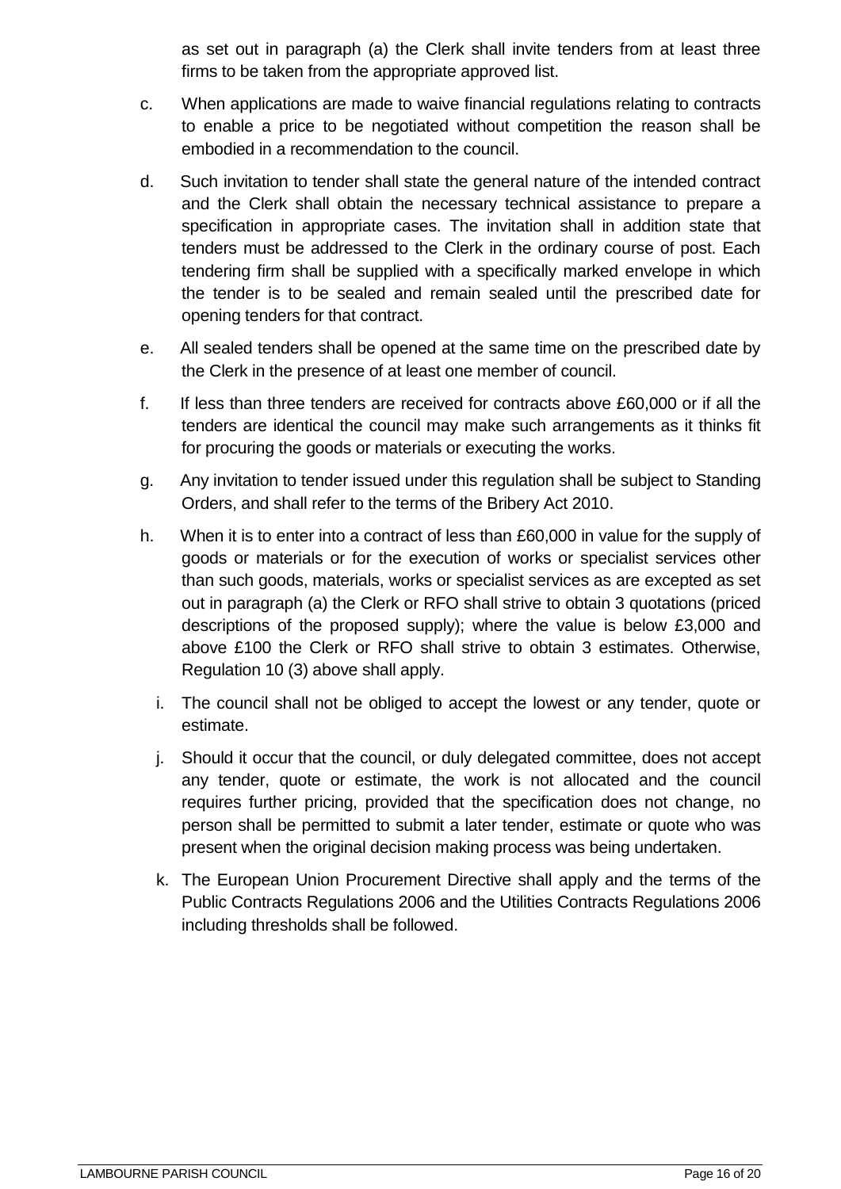as set out in paragraph (a) the Clerk shall invite tenders from at least three firms to be taken from the appropriate approved list.

c. When applications are made to waive financial regulations relating to contracts to enable a price to be negotiated without competition the reason shall be embodied in a recommendation to the council.

d. Such invitation to tender shall state the general nature of the intended contract and the Clerk shall obtain the necessary technical assistance to prepare a specification in appropriate cases. The invitation shall in addition state that tenders must be addressed to the Clerk in the ordinary course of post. Each tendering firm shall be supplied with a specifically marked envelope in which the tender is to be sealed and remain sealed until the prescribed date for opening tenders for that contract.

e. All sealed tenders shall be opened at the same time on the prescribed date by the Clerk in the presence of at least one member of council.

f. If less than three tenders are received for contracts above £60,000 or if all the tenders are identical the council may make such arrangements as it thinks fit for procuring the goods or materials or executing the works.

g. Any invitation to tender issued under this regulation shall be subject to Standing Orders, and shall refer to the terms of the Bribery Act 2010.

h. When it is to enter into a contract of less than £60,000 in value for the supply of goods or materials or for the execution of works or specialist services other than such goods, materials, works or specialist services as are excepted as set out in paragraph (a) the Clerk or RFO shall strive to obtain 3 quotations (priced descriptions of the proposed supply); where the value is below £3,000 and above £100 the Clerk or RFO shall strive to obtain 3 estimates. Otherwise, Regulation 10 (3) above shall apply.

i. The council shall not be obliged to accept the lowest or any tender, quote or estimate.

j. Should it occur that the council, or duly delegated committee, does not accept any tender, quote or estimate, the work is not allocated and the council requires further pricing, provided that the specification does not change, no person shall be permitted to submit a later tender, estimate or quote who was present when the original decision making process was being undertaken.

k. The European Union Procurement Directive shall apply and the terms of the Public Contracts Regulations 2006 and the Utilities Contracts Regulations 2006 including thresholds shall be followed.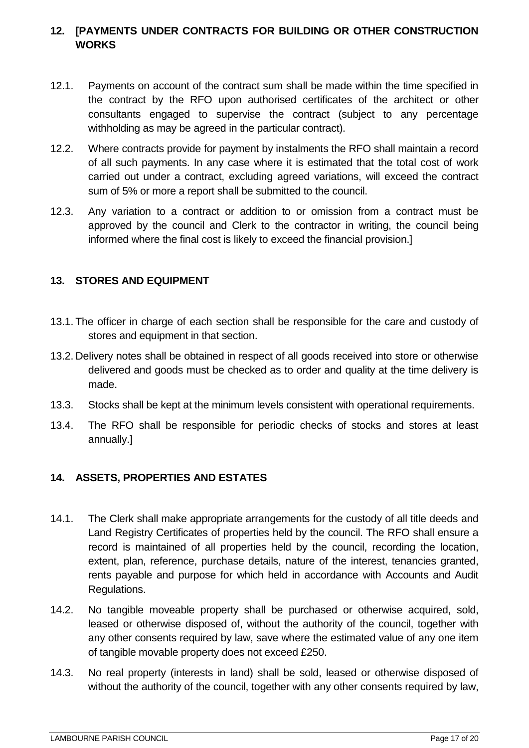## 12. [PAYMENTS UNDER CONTRACTS FOR BUILDING OR OTHER CONSTRUCTION WORKS

12.1. Payments on account of the contract sum shall be made within the time specified in the contract by the RFO upon authorised certificates of the architect or other consultants engaged to supervise the contract (subject to any percentage withholding as may be agreed in the particular contract).

12.2. Where contracts provide for payment by instalments the RFO shall maintain a record of all such payments. In any case where it is estimated that the total cost of work carried out under a contract, excluding agreed variations, will exceed the contract sum of 5% or more a report shall be submitted to the council.

12.3. Any variation to a contract or addition to or omission from a contract must be approved by the council and Clerk to the contractor in writing, the council being informed where the final cost is likely to exceed the financial provision.]

## 13. STORES AND EQUIPMENT

13.1. The officer in charge of each section shall be responsible for the care and custody of stores and equipment in that section.

13.2. Delivery notes shall be obtained in respect of all goods received into store or otherwise delivered and goods must be checked as to order and quality at the time delivery is made.

13.3. Stocks shall be kept at the minimum levels consistent with operational requirements.

13.4. The RFO shall be responsible for periodic checks of stocks and stores at least annually.]

## 14. ASSETS, PROPERTIES AND ESTATES

14.1. The Clerk shall make appropriate arrangements for the custody of all title deeds and Land Registry Certificates of properties held by the council. The RFO shall ensure a record is maintained of all properties held by the council, recording the location, extent, plan, reference, purchase details, nature of the interest, tenancies granted, rents payable and purpose for which held in accordance with Accounts and Audit Regulations.

14.2. No tangible moveable property shall be purchased or otherwise acquired, sold, leased or otherwise disposed of, without the authority of the council, together with any other consents required by law, save where the estimated value of any one item of tangible movable property does not exceed £250.

14.3. No real property (interests in land) shall be sold, leased or otherwise disposed of without the authority of the council, together with any other consents required by law,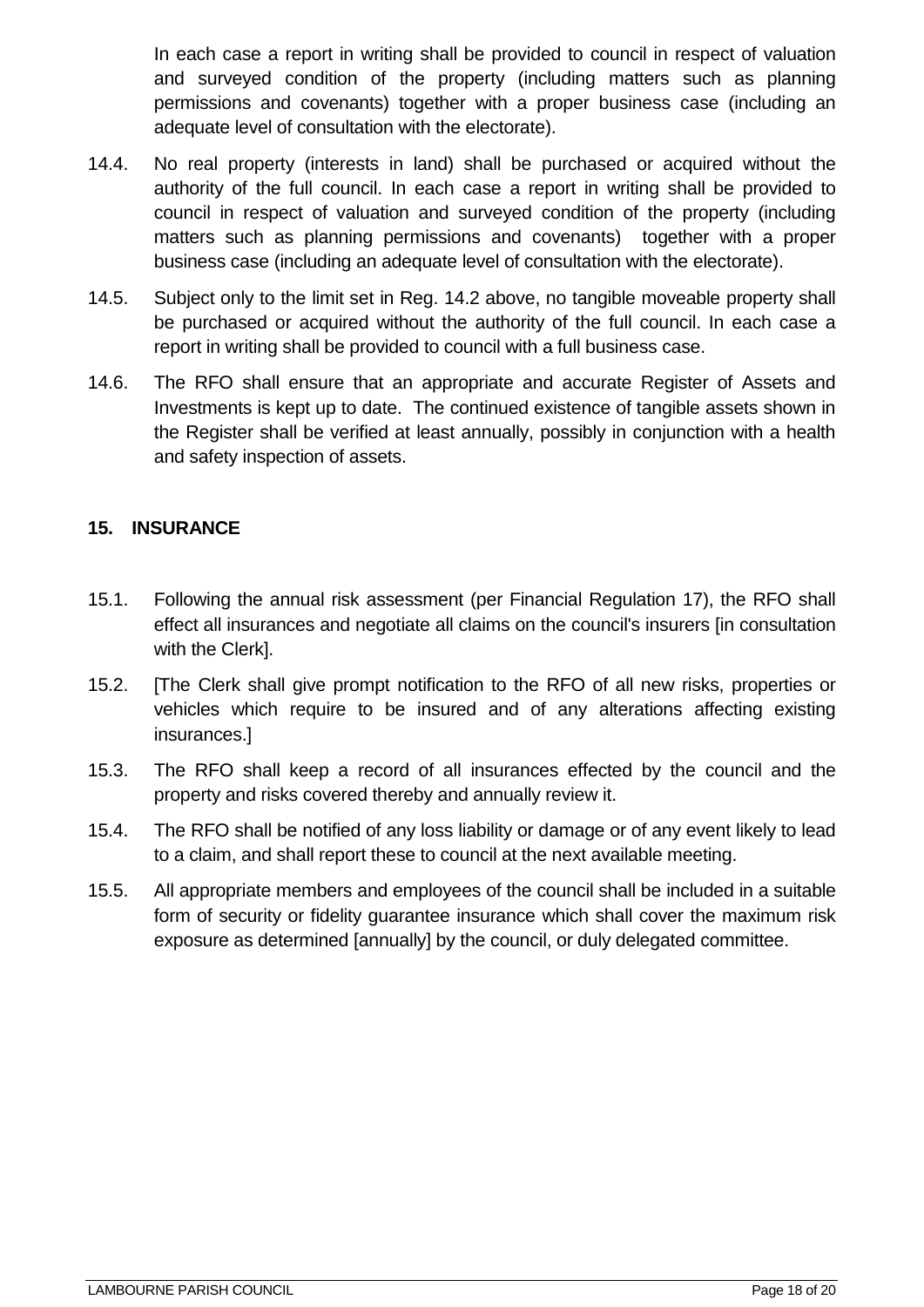In each case a report in writing shall be provided to council in respect of valuation and surveyed condition of the property (including matters such as planning permissions and covenants) together with a proper business case (including an adequate level of consultation with the electorate).

14.4. No real property (interests in land) shall be purchased or acquired without the authority of the full council. In each case a report in writing shall be provided to council in respect of valuation and surveyed condition of the property (including matters such as planning permissions and covenants) together with a proper business case (including an adequate level of consultation with the electorate).

14.5. Subject only to the limit set in Reg. 14.2 above, no tangible moveable property shall be purchased or acquired without the authority of the full council. In each case a report in writing shall be provided to council with a full business case.

14.6. The RFO shall ensure that an appropriate and accurate Register of Assets and Investments is kept up to date. The continued existence of tangible assets shown in the Register shall be verified at least annually, possibly in conjunction with a health and safety inspection of assets.

## 15. INSURANCE

15.1. Following the annual risk assessment (per Financial Regulation 17), the RFO shall effect all insurances and negotiate all claims on the council's insurers [in consultation with the Clerk].

15.2. [The Clerk shall give prompt notification to the RFO of all new risks, properties or vehicles which require to be insured and of any alterations affecting existing insurances.]

15.3. The RFO shall keep a record of all insurances effected by the council and the property and risks covered thereby and annually review it.

15.4. The RFO shall be notified of any loss liability or damage or of any event likely to lead to a claim, and shall report these to council at the next available meeting.

15.5. All appropriate members and employees of the council shall be included in a suitable form of security or fidelity guarantee insurance which shall cover the maximum risk exposure as determined [annually] by the council, or duly delegated committee.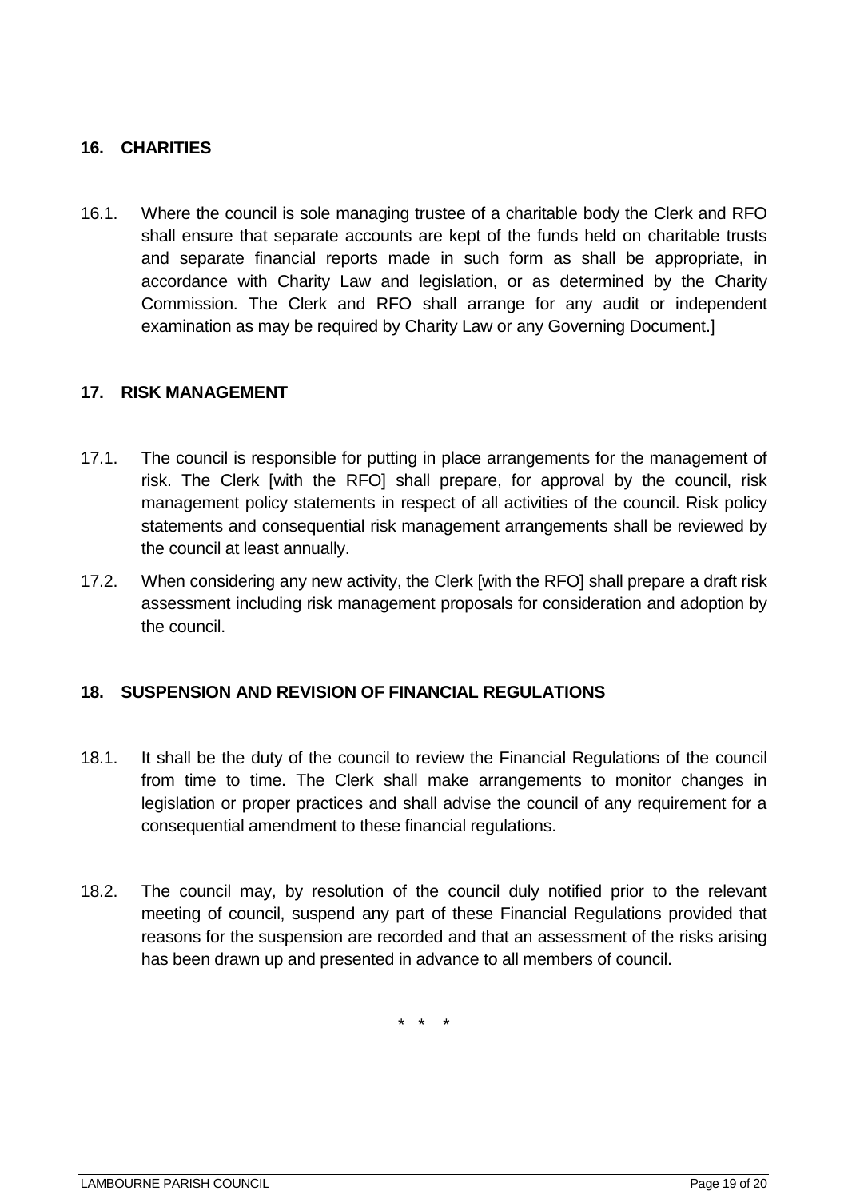## 16. CHARITIES

16.1. Where the council is sole managing trustee of a charitable body the Clerk and RFO shall ensure that separate accounts are kept of the funds held on charitable trusts and separate financial reports made in such form as shall be appropriate, in accordance with Charity Law and legislation, or as determined by the Charity Commission. The Clerk and RFO shall arrange for any audit or independent examination as may be required by Charity Law or any Governing Document.]

## 17. RISK MANAGEMENT

17.1. The council is responsible for putting in place arrangements for the management of risk. The Clerk [with the RFO] shall prepare, for approval by the council, risk management policy statements in respect of all activities of the council. Risk policy statements and consequential risk management arrangements shall be reviewed by the council at least annually.

17.2. When considering any new activity, the Clerk [with the RFO] shall prepare a draft risk assessment including risk management proposals for consideration and adoption by the council.

## 18. SUSPENSION AND REVISION OF FINANCIAL REGULATIONS

18.1. It shall be the duty of the council to review the Financial Regulations of the council from time to time. The Clerk shall make arrangements to monitor changes in legislation or proper practices and shall advise the council of any requirement for a consequential amendment to these financial regulations.

18.2. The council may, by resolution of the council duly notified prior to the relevant meeting of council, suspend any part of these Financial Regulations provided that reasons for the suspension are recorded and that an assessment of the risks arising has been drawn up and presented in advance to all members of council.

\* \* \*